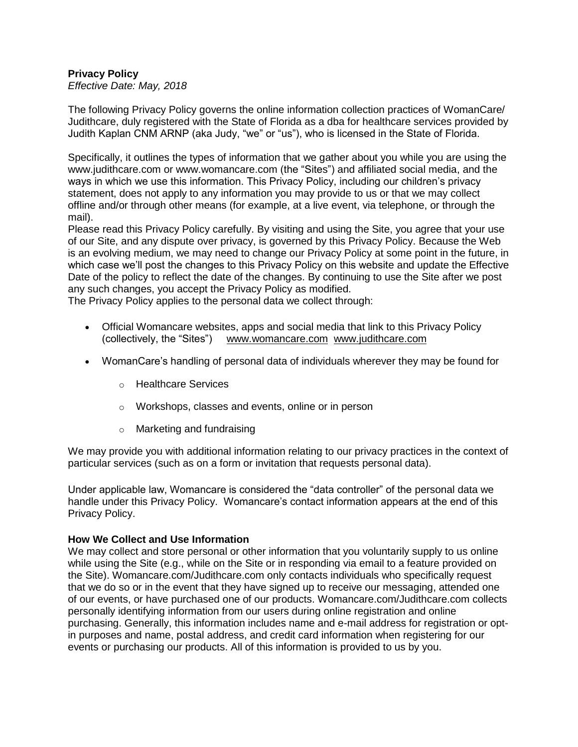**Privacy Policy**

*Effective Date: May, 2018*

The following Privacy Policy governs the online information collection practices of WomanCare/ Judithcare, duly registered with the State of Florida as a dba for healthcare services provided by Judith Kaplan CNM ARNP (aka Judy, "we" or "us"), who is licensed in the State of Florida.

Specifically, it outlines the types of information that we gather about you while you are using the www.judithcare.com or www.womancare.com (the "Sites") and affiliated social media, and the ways in which we use this information. This Privacy Policy, including our children's privacy statement, does not apply to any information you may provide to us or that we may collect offline and/or through other means (for example, at a live event, via telephone, or through the mail).

Please read this Privacy Policy carefully. By visiting and using the Site, you agree that your use of our Site, and any dispute over privacy, is governed by this Privacy Policy. Because the Web is an evolving medium, we may need to change our Privacy Policy at some point in the future, in which case we'll post the changes to this Privacy Policy on this website and update the Effective Date of the policy to reflect the date of the changes. By continuing to use the Site after we post any such changes, you accept the Privacy Policy as modified.

The Privacy Policy applies to the personal data we collect through:

- Official Womancare websites, apps and social media that link to this Privacy Policy (collectively, the "Sites") www.womancare.com www.judithcare.com
- WomanCare's handling of personal data of individuals wherever they may be found for
  - Healthcare Services
  - Workshops, classes and events, online or in person
  - Marketing and fundraising

We may provide you with additional information relating to our privacy practices in the context of particular services (such as on a form or invitation that requests personal data).

Under applicable law, Womancare is considered the "data controller" of the personal data we handle under this Privacy Policy. Womancare's contact information appears at the end of this Privacy Policy.

**How We Collect and Use Information**

We may collect and store personal or other information that you voluntarily supply to us online while using the Site (e.g., while on the Site or in responding via email to a feature provided on the Site). Womancare.com/Judithcare.com only contacts individuals who specifically request that we do so or in the event that they have signed up to receive our messaging, attended one of our events, or have purchased one of our products. Womancare.com/Judithcare.com collects personally identifying information from our users during online registration and online purchasing. Generally, this information includes name and e-mail address for registration or opt-in purposes and name, postal address, and credit card information when registering for our events or purchasing our products. All of this information is provided to us by you.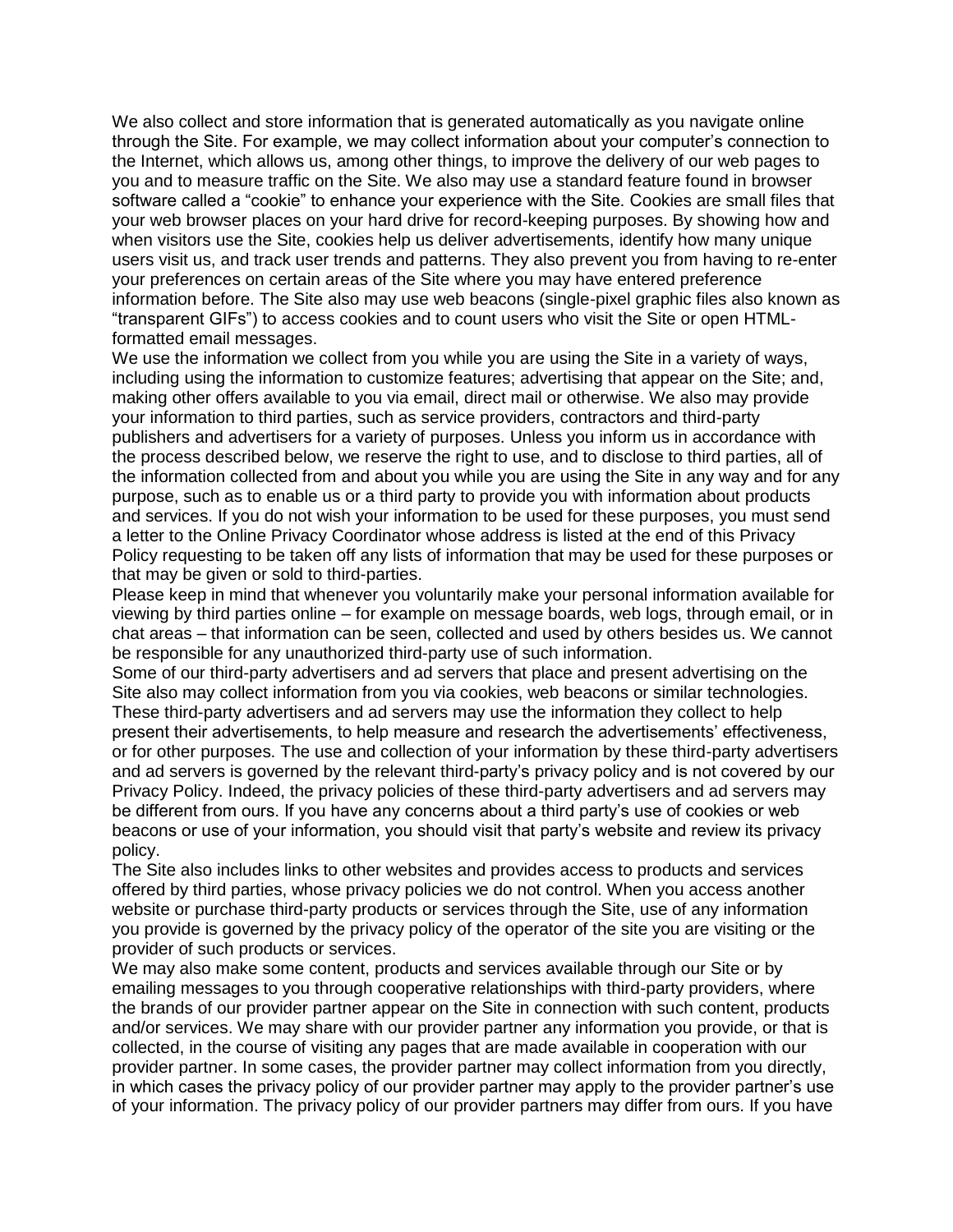We also collect and store information that is generated automatically as you navigate online through the Site. For example, we may collect information about your computer's connection to the Internet, which allows us, among other things, to improve the delivery of our web pages to you and to measure traffic on the Site. We also may use a standard feature found in browser software called a "cookie" to enhance your experience with the Site. Cookies are small files that your web browser places on your hard drive for record-keeping purposes. By showing how and when visitors use the Site, cookies help us deliver advertisements, identify how many unique users visit us, and track user trends and patterns. They also prevent you from having to re-enter your preferences on certain areas of the Site where you may have entered preference information before. The Site also may use web beacons (single-pixel graphic files also known as "transparent GIFs") to access cookies and to count users who visit the Site or open HTML-formatted email messages.

We use the information we collect from you while you are using the Site in a variety of ways, including using the information to customize features; advertising that appear on the Site; and, making other offers available to you via email, direct mail or otherwise. We also may provide your information to third parties, such as service providers, contractors and third-party publishers and advertisers for a variety of purposes. Unless you inform us in accordance with the process described below, we reserve the right to use, and to disclose to third parties, all of the information collected from and about you while you are using the Site in any way and for any purpose, such as to enable us or a third party to provide you with information about products and services. If you do not wish your information to be used for these purposes, you must send a letter to the Online Privacy Coordinator whose address is listed at the end of this Privacy Policy requesting to be taken off any lists of information that may be used for these purposes or that may be given or sold to third-parties.

Please keep in mind that whenever you voluntarily make your personal information available for viewing by third parties online – for example on message boards, web logs, through email, or in chat areas – that information can be seen, collected and used by others besides us. We cannot be responsible for any unauthorized third-party use of such information.

Some of our third-party advertisers and ad servers that place and present advertising on the Site also may collect information from you via cookies, web beacons or similar technologies. These third-party advertisers and ad servers may use the information they collect to help present their advertisements, to help measure and research the advertisements' effectiveness, or for other purposes. The use and collection of your information by these third-party advertisers and ad servers is governed by the relevant third-party's privacy policy and is not covered by our Privacy Policy. Indeed, the privacy policies of these third-party advertisers and ad servers may be different from ours. If you have any concerns about a third party's use of cookies or web beacons or use of your information, you should visit that party's website and review its privacy policy.

The Site also includes links to other websites and provides access to products and services offered by third parties, whose privacy policies we do not control. When you access another website or purchase third-party products or services through the Site, use of any information you provide is governed by the privacy policy of the operator of the site you are visiting or the provider of such products or services.

We may also make some content, products and services available through our Site or by emailing messages to you through cooperative relationships with third-party providers, where the brands of our provider partner appear on the Site in connection with such content, products and/or services. We may share with our provider partner any information you provide, or that is collected, in the course of visiting any pages that are made available in cooperation with our provider partner. In some cases, the provider partner may collect information from you directly, in which cases the privacy policy of our provider partner may apply to the provider partner's use of your information. The privacy policy of our provider partners may differ from ours. If you have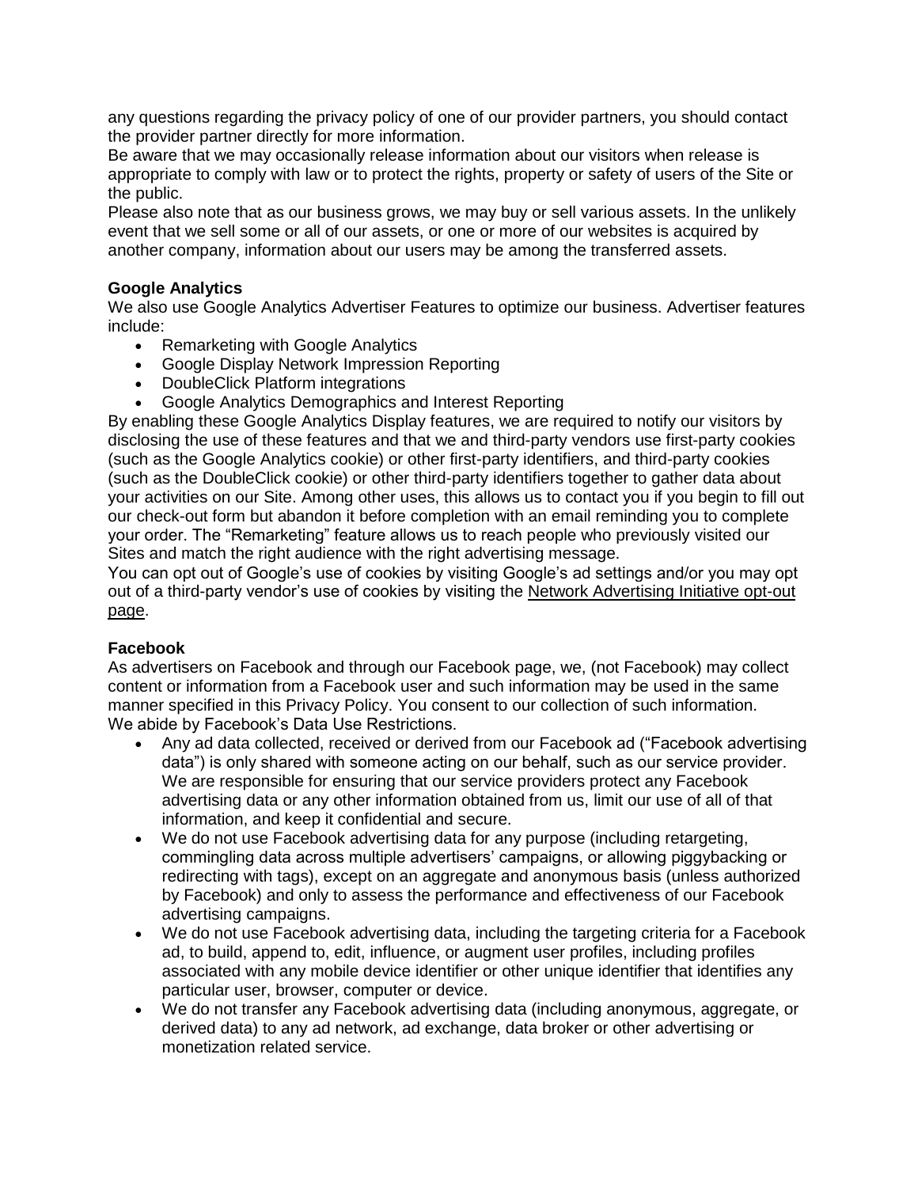any questions regarding the privacy policy of one of our provider partners, you should contact the provider partner directly for more information.

Be aware that we may occasionally release information about our visitors when release is appropriate to comply with law or to protect the rights, property or safety of users of the Site or the public.

Please also note that as our business grows, we may buy or sell various assets. In the unlikely event that we sell some or all of our assets, or one or more of our websites is acquired by another company, information about our users may be among the transferred assets.

**Google Analytics**

We also use Google Analytics Advertiser Features to optimize our business. Advertiser features include:

- Remarketing with Google Analytics
- Google Display Network Impression Reporting
- DoubleClick Platform integrations
- Google Analytics Demographics and Interest Reporting

By enabling these Google Analytics Display features, we are required to notify our visitors by disclosing the use of these features and that we and third-party vendors use first-party cookies (such as the Google Analytics cookie) or other first-party identifiers, and third-party cookies (such as the DoubleClick cookie) or other third-party identifiers together to gather data about your activities on our Site. Among other uses, this allows us to contact you if you begin to fill out our check-out form but abandon it before completion with an email reminding you to complete your order. The "Remarketing" feature allows us to reach people who previously visited our Sites and match the right audience with the right advertising message.

You can opt out of Google's use of cookies by visiting Google's ad settings and/or you may opt out of a third-party vendor's use of cookies by visiting the Network Advertising Initiative opt-out page.

**Facebook**

As advertisers on Facebook and through our Facebook page, we, (not Facebook) may collect content or information from a Facebook user and such information may be used in the same manner specified in this Privacy Policy. You consent to our collection of such information.

We abide by Facebook's Data Use Restrictions.

- Any ad data collected, received or derived from our Facebook ad ("Facebook advertising data") is only shared with someone acting on our behalf, such as our service provider. We are responsible for ensuring that our service providers protect any Facebook advertising data or any other information obtained from us, limit our use of all of that information, and keep it confidential and secure.
- We do not use Facebook advertising data for any purpose (including retargeting, commingling data across multiple advertisers' campaigns, or allowing piggybacking or redirecting with tags), except on an aggregate and anonymous basis (unless authorized by Facebook) and only to assess the performance and effectiveness of our Facebook advertising campaigns.
- We do not use Facebook advertising data, including the targeting criteria for a Facebook ad, to build, append to, edit, influence, or augment user profiles, including profiles associated with any mobile device identifier or other unique identifier that identifies any particular user, browser, computer or device.
- We do not transfer any Facebook advertising data (including anonymous, aggregate, or derived data) to any ad network, ad exchange, data broker or other advertising or monetization related service.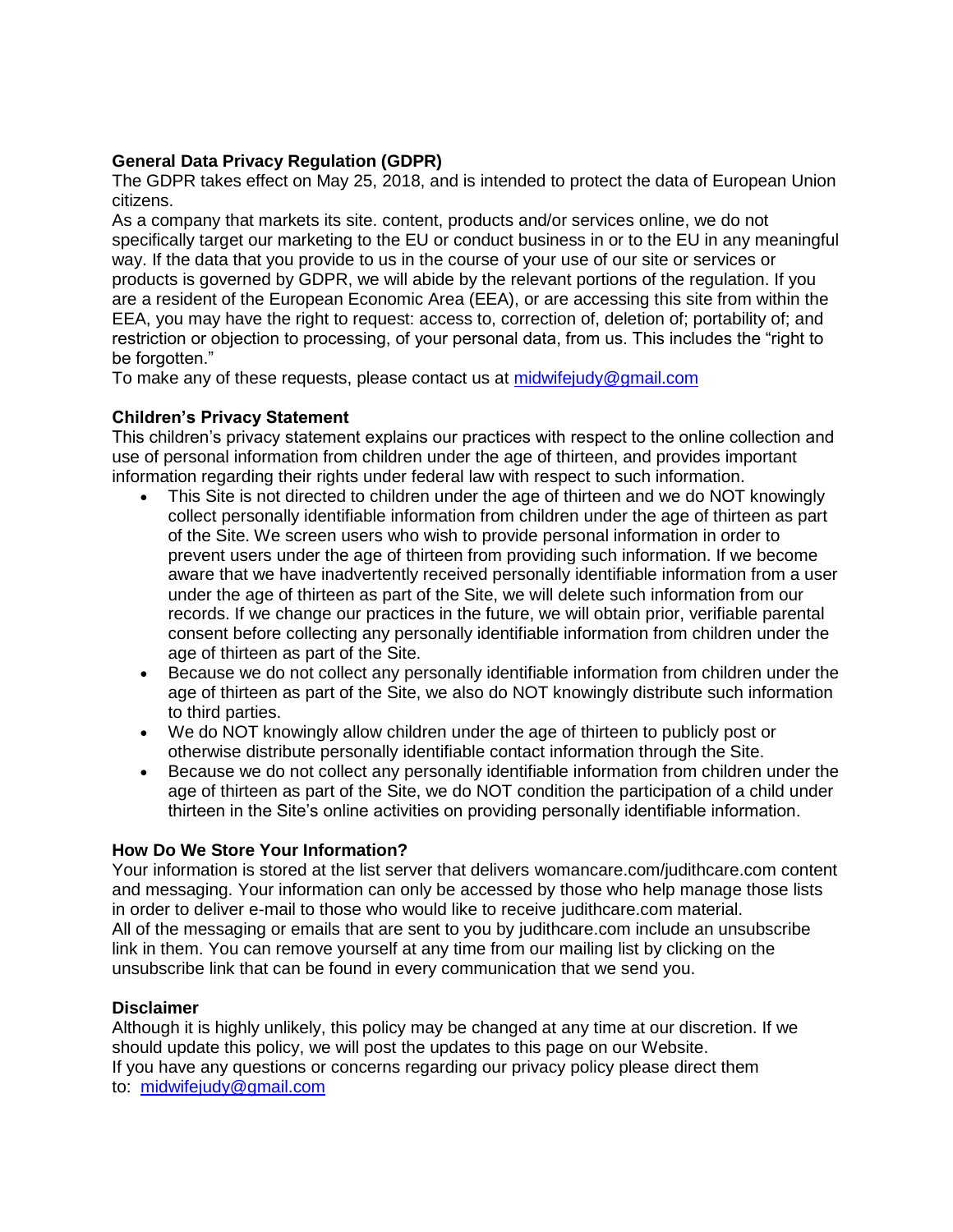**General Data Privacy Regulation (GDPR)**

The GDPR takes effect on May 25, 2018, and is intended to protect the data of European Union citizens.

As a company that markets its site. content, products and/or services online, we do not specifically target our marketing to the EU or conduct business in or to the EU in any meaningful way. If the data that you provide to us in the course of your use of our site or services or products is governed by GDPR, we will abide by the relevant portions of the regulation. If you are a resident of the European Economic Area (EEA), or are accessing this site from within the EEA, you may have the right to request: access to, correction of, deletion of; portability of; and restriction or objection to processing, of your personal data, from us. This includes the "right to be forgotten."

To make any of these requests, please contact us at [midwifejudy@gmail.com](mailto:midwifejudy@gmail.com)

**Children's Privacy Statement**

This children's privacy statement explains our practices with respect to the online collection and use of personal information from children under the age of thirteen, and provides important information regarding their rights under federal law with respect to such information.

- This Site is not directed to children under the age of thirteen and we do NOT knowingly collect personally identifiable information from children under the age of thirteen as part of the Site. We screen users who wish to provide personal information in order to prevent users under the age of thirteen from providing such information. If we become aware that we have inadvertently received personally identifiable information from a user under the age of thirteen as part of the Site, we will delete such information from our records. If we change our practices in the future, we will obtain prior, verifiable parental consent before collecting any personally identifiable information from children under the age of thirteen as part of the Site.
- Because we do not collect any personally identifiable information from children under the age of thirteen as part of the Site, we also do NOT knowingly distribute such information to third parties.
- We do NOT knowingly allow children under the age of thirteen to publicly post or otherwise distribute personally identifiable contact information through the Site.
- Because we do not collect any personally identifiable information from children under the age of thirteen as part of the Site, we do NOT condition the participation of a child under thirteen in the Site's online activities on providing personally identifiable information.

**How Do We Store Your Information?**

Your information is stored at the list server that delivers womancare.com/judithcare.com content and messaging. Your information can only be accessed by those who help manage those lists in order to deliver e-mail to those who would like to receive judithcare.com material.

All of the messaging or emails that are sent to you by judithcare.com include an unsubscribe link in them. You can remove yourself at any time from our mailing list by clicking on the unsubscribe link that can be found in every communication that we send you.

**Disclaimer**

Although it is highly unlikely, this policy may be changed at any time at our discretion. If we should update this policy, we will post the updates to this page on our Website.

If you have any questions or concerns regarding our privacy policy please direct them to: [midwifejudy@gmail.com](mailto:midwifejudy@gmail.com)